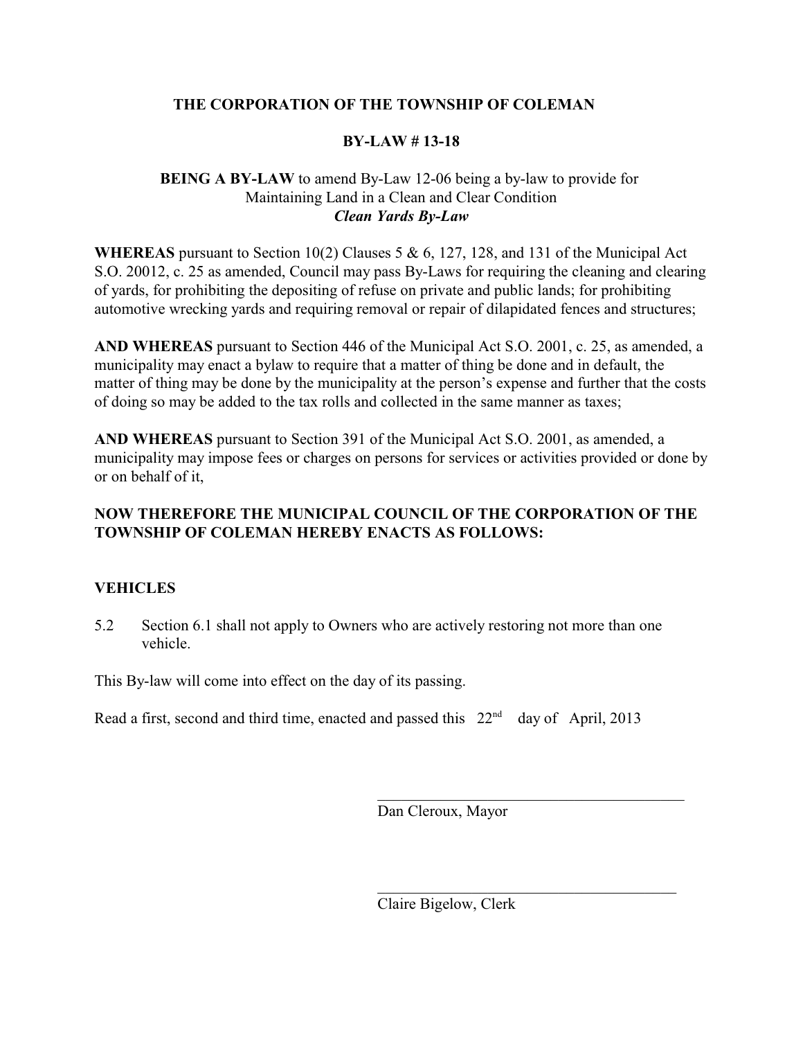**THE CORPORATION OF THE TOWNSHIP OF COLEMAN**

**BY-LAW # 13-18**

**BEING A BY-LAW** to amend By-Law 12-06 being a by-law to provide for Maintaining Land in a Clean and Clear Condition
***Clean Yards By-Law***

**WHEREAS** pursuant to Section 10(2) Clauses 5 & 6, 127, 128, and 131 of the Municipal Act S.O. 20012, c. 25 as amended, Council may pass By-Laws for requiring the cleaning and clearing of yards, for prohibiting the depositing of refuse on private and public lands; for prohibiting automotive wrecking yards and requiring removal or repair of dilapidated fences and structures;

**AND WHEREAS** pursuant to Section 446 of the Municipal Act S.O. 2001, c. 25, as amended, a municipality may enact a bylaw to require that a matter of thing be done and in default, the matter of thing may be done by the municipality at the person's expense and further that the costs of doing so may be added to the tax rolls and collected in the same manner as taxes;

**AND WHEREAS** pursuant to Section 391 of the Municipal Act S.O. 2001, as amended, a municipality may impose fees or charges on persons for services or activities provided or done by or on behalf of it,

**NOW THEREFORE THE MUNICIPAL COUNCIL OF THE CORPORATION OF THE TOWNSHIP OF COLEMAN HEREBY ENACTS AS FOLLOWS:**

**VEHICLES**

5.2 Section 6.1 shall not apply to Owners who are actively restoring not more than one vehicle.

This By-law will come into effect on the day of its passing.

Read a first, second and third time, enacted and passed this 22nd day of April, 2013

\_\_\_\_\_\_\_\_\_\_\_\_\_\_\_\_\_\_\_\_\_\_\_\_\_\_\_\_\_\_\_\_\_\_\_\_\_\_\_\_
Dan Cleroux, Mayor

\_\_\_\_\_\_\_\_\_\_\_\_\_\_\_\_\_\_\_\_\_\_\_\_\_\_\_\_\_\_\_\_\_\_\_\_\_\_\_\_
Claire Bigelow, Clerk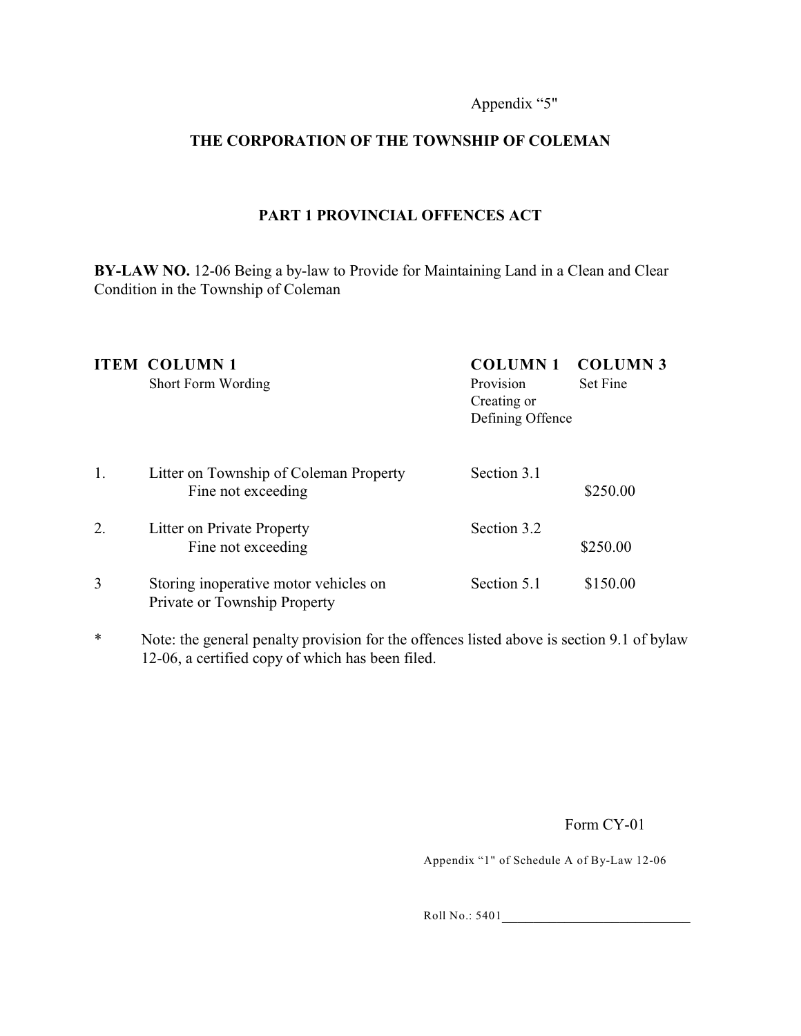Appendix “5"

**THE CORPORATION OF THE TOWNSHIP OF COLEMAN**

**PART 1 PROVINCIAL OFFENCES ACT**

**BY-LAW NO.** 12-06 Being a by-law to Provide for Maintaining Land in a Clean and Clear Condition in the Township of Coleman

| **ITEM** | **COLUMN 1** Short Form Wording | **COLUMN 1** Provision Creating or Defining Offence | **COLUMN 3** Set Fine |
|---|---|---|---|
| 1. | Litter on Township of Coleman Property Fine not exceeding | Section 3.1 | $250.00 |
| 2. | Litter on Private Property Fine not exceeding | Section 3.2 | $250.00 |
| 3 | Storing inoperative motor vehicles on Private or Township Property | Section 5.1 | $150.00 |

* Note: the general penalty provision for the offences listed above is section 9.1 of bylaw 12-06, a certified copy of which has been filed.

Form CY-01

Appendix “1" of Schedule A of By-Law 12-06

Roll No.: 5401\_\_\_\_\_\_\_\_\_\_\_\_\_\_\_\_\_\_\_\_\_\_\_\_\_\_\_\_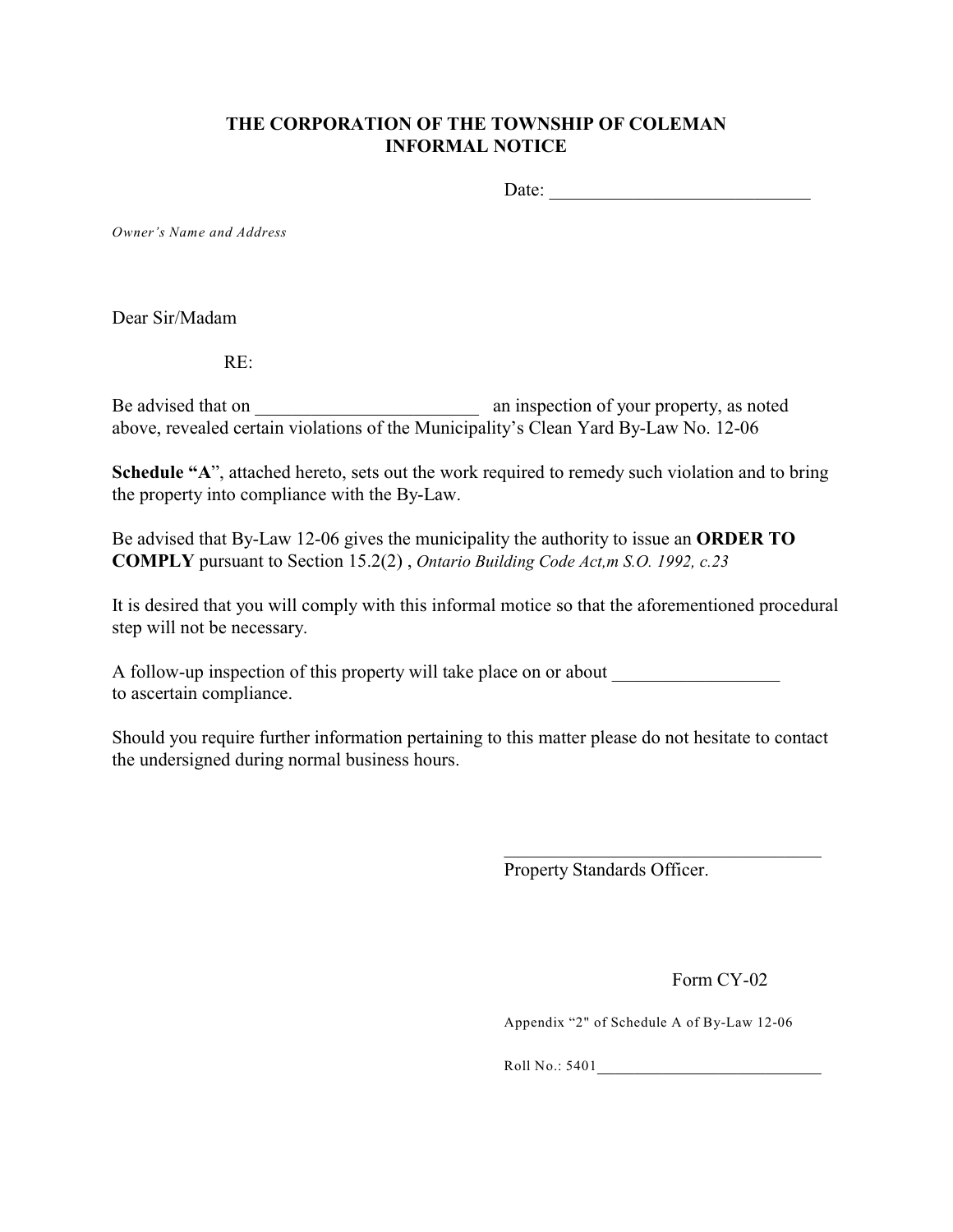# THE CORPORATION OF THE TOWNSHIP OF COLEMAN
## INFORMAL NOTICE

Date: ____________________________

*Owner's Name and Address*

Dear Sir/Madam

RE:

Be advised that on ________________________ an inspection of your property, as noted above, revealed certain violations of the Municipality's Clean Yard By-Law No. 12-06

**Schedule "A"**, attached hereto, sets out the work required to remedy such violation and to bring the property into compliance with the By-Law.

Be advised that By-Law 12-06 gives the municipality the authority to issue an **ORDER TO COMPLY** pursuant to Section 15.2(2) , *Ontario Building Code Act,m S.O. 1992, c.23*

It is desired that you will comply with this informal motice so that the aforementioned procedural step will not be necessary.

A follow-up inspection of this property will take place on or about __________________ to ascertain compliance.

Should you require further information pertaining to this matter please do not hesitate to contact the undersigned during normal business hours.

___________________________________

Property Standards Officer.

Form CY-02

Appendix "2" of Schedule A of By-Law 12-06

Roll No.: 5401____________________________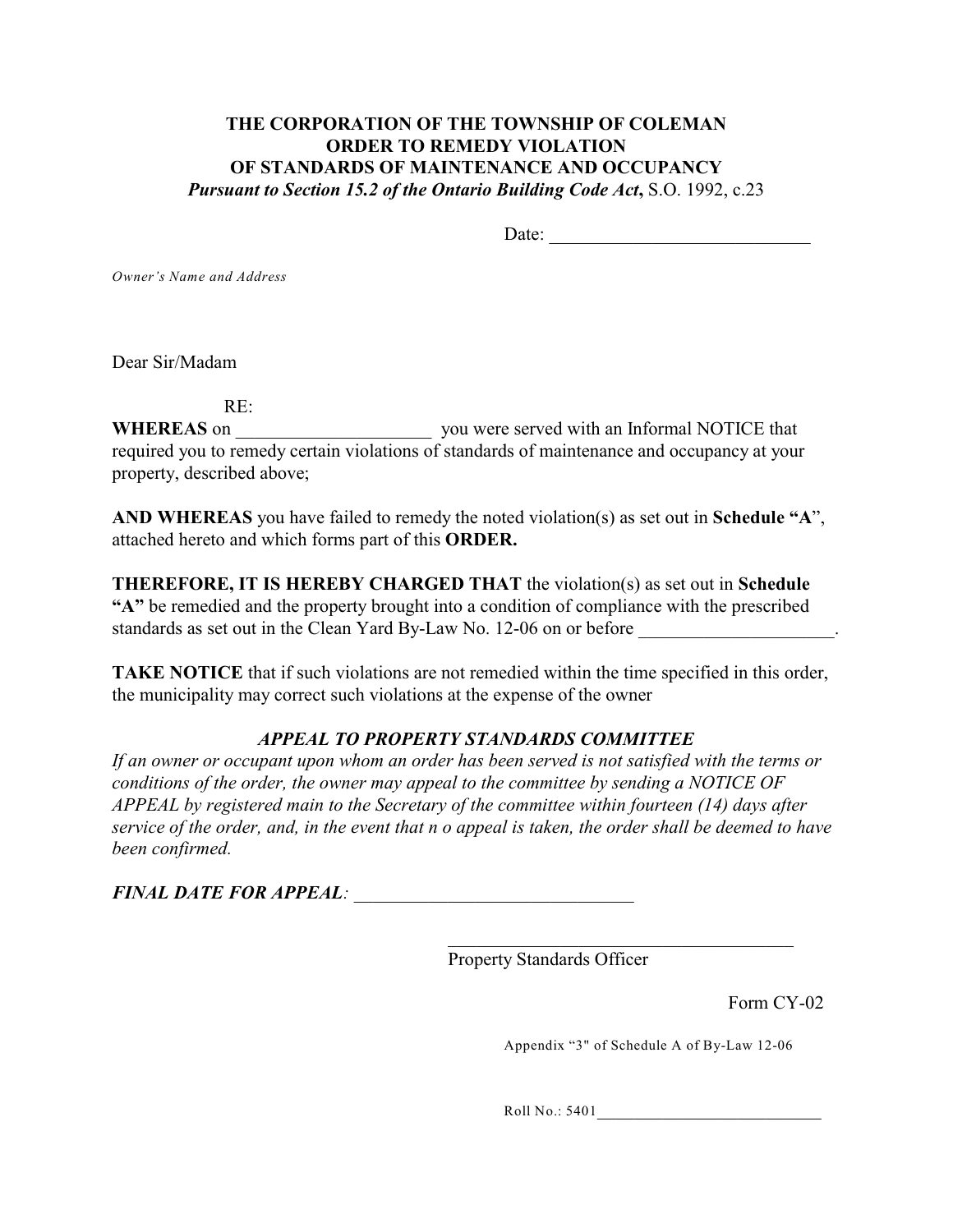**THE CORPORATION OF THE TOWNSHIP OF COLEMAN**
**ORDER TO REMEDY VIOLATION**
**OF STANDARDS OF MAINTENANCE AND OCCUPANCY**
***Pursuant to Section 15.2 of the Ontario Building Code Act***, S.O. 1992, c.23

Date: ____________________________

*Owner's Name and Address*

Dear Sir/Madam

RE:

**WHEREAS** on _____________________ you were served with an Informal NOTICE that required you to remedy certain violations of standards of maintenance and occupancy at your property, described above;

**AND WHEREAS** you have failed to remedy the noted violation(s) as set out in **Schedule "A**", attached hereto and which forms part of this **ORDER.**

**THEREFORE, IT IS HEREBY CHARGED THAT** the violation(s) as set out in **Schedule "A"** be remedied and the property brought into a condition of compliance with the prescribed standards as set out in the Clean Yard By-Law No. 12-06 on or before _____________________.

**TAKE NOTICE** that if such violations are not remedied within the time specified in this order, the municipality may correct such violations at the expense of the owner

***APPEAL TO PROPERTY STANDARDS COMMITTEE***

*If an owner or occupant upon whom an order has been served is not satisfied with the terms or conditions of the order, the owner may appeal to the committee by sending a NOTICE OF APPEAL by registered main to the Secretary of the committee within fourteen (14) days after service of the order, and, in the event that n o appeal is taken, the order shall be deemed to have been confirmed.*

***FINAL DATE FOR APPEAL**:* ______________________________

______________________________________
Property Standards Officer

Form CY-02

Appendix "3" of Schedule A of By-Law 12-06

Roll No.: 5401____________________________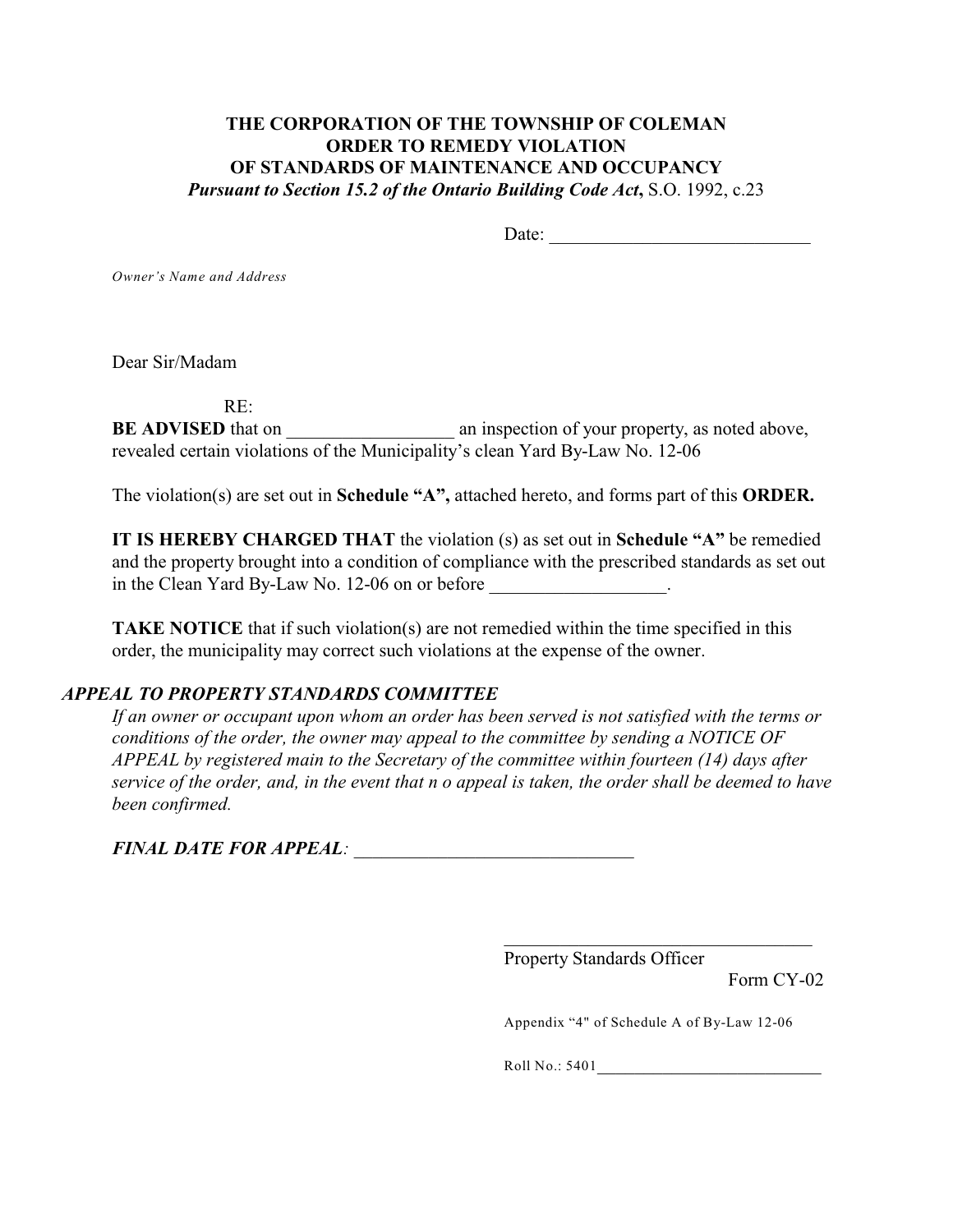**THE CORPORATION OF THE TOWNSHIP OF COLEMAN**
**ORDER TO REMEDY VIOLATION**
**OF STANDARDS OF MAINTENANCE AND OCCUPANCY**
***Pursuant to Section 15.2 of the Ontario Building Code Act***, S.O. 1992, c.23

Date: ____________________________

*Owner's Name and Address*

Dear Sir/Madam

RE:

**BE ADVISED** that on __________________ an inspection of your property, as noted above, revealed certain violations of the Municipality's clean Yard By-Law No. 12-06

The violation(s) are set out in **Schedule "A",** attached hereto, and forms part of this **ORDER.**

**IT IS HEREBY CHARGED THAT** the violation (s) as set out in **Schedule "A"** be remedied and the property brought into a condition of compliance with the prescribed standards as set out in the Clean Yard By-Law No. 12-06 on or before ___________________.

**TAKE NOTICE** that if such violation(s) are not remedied within the time specified in this order, the municipality may correct such violations at the expense of the owner.

***APPEAL TO PROPERTY STANDARDS COMMITTEE***

*If an owner or occupant upon whom an order has been served is not satisfied with the terms or conditions of the order, the owner may appeal to the committee by sending a NOTICE OF APPEAL by registered main to the Secretary of the committee within fourteen (14) days after service of the order, and, in the event that n o appeal is taken, the order shall be deemed to have been confirmed.*

***FINAL DATE FOR APPEAL:*** ______________________________

__________________________________
Property Standards Officer

Form CY-02

Appendix "4" of Schedule A of By-Law 12-06

Roll No.: 5401____________________________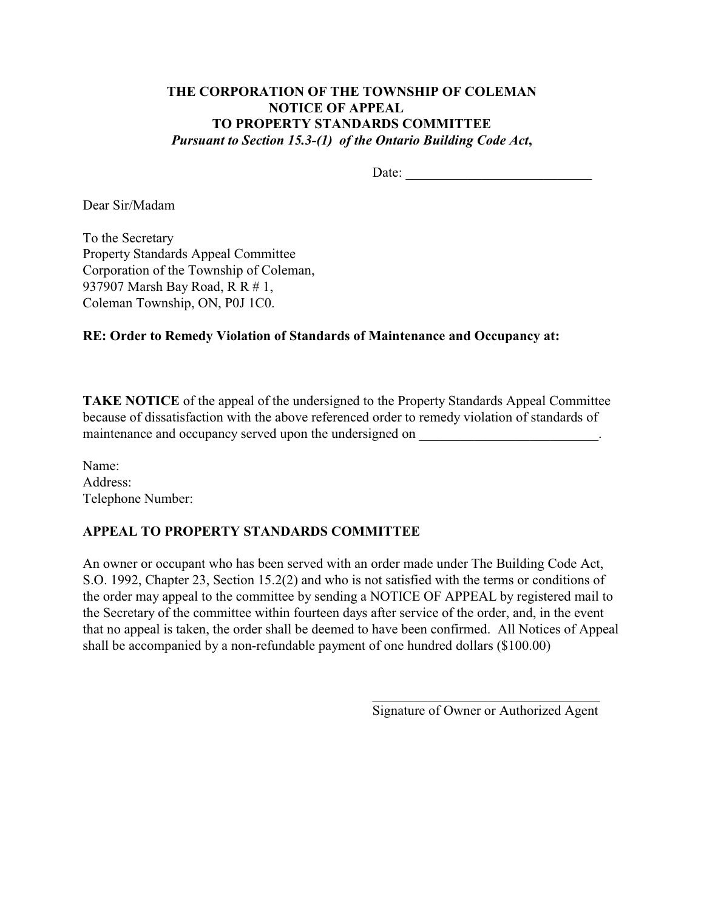**THE CORPORATION OF THE TOWNSHIP OF COLEMAN**
**NOTICE OF APPEAL**
**TO PROPERTY STANDARDS COMMITTEE**
***Pursuant to Section 15.3-(1) of the Ontario Building Code Act*,**

Date: ___________________________

Dear Sir/Madam

To the Secretary
Property Standards Appeal Committee
Corporation of the Township of Coleman,
937907 Marsh Bay Road, R R # 1,
Coleman Township, ON, P0J 1C0.

**RE: Order to Remedy Violation of Standards of Maintenance and Occupancy at:**

**TAKE NOTICE** of the appeal of the undersigned to the Property Standards Appeal Committee because of dissatisfaction with the above referenced order to remedy violation of standards of maintenance and occupancy served upon the undersigned on __________________________.

Name:
Address:
Telephone Number:

**APPEAL TO PROPERTY STANDARDS COMMITTEE**

An owner or occupant who has been served with an order made under The Building Code Act, S.O. 1992, Chapter 23, Section 15.2(2) and who is not satisfied with the terms or conditions of the order may appeal to the committee by sending a NOTICE OF APPEAL by registered mail to the Secretary of the committee within fourteen days after service of the order, and, in the event that no appeal is taken, the order shall be deemed to have been confirmed. All Notices of Appeal shall be accompanied by a non-refundable payment of one hundred dollars ($100.00)

___________________________________
Signature of Owner or Authorized Agent